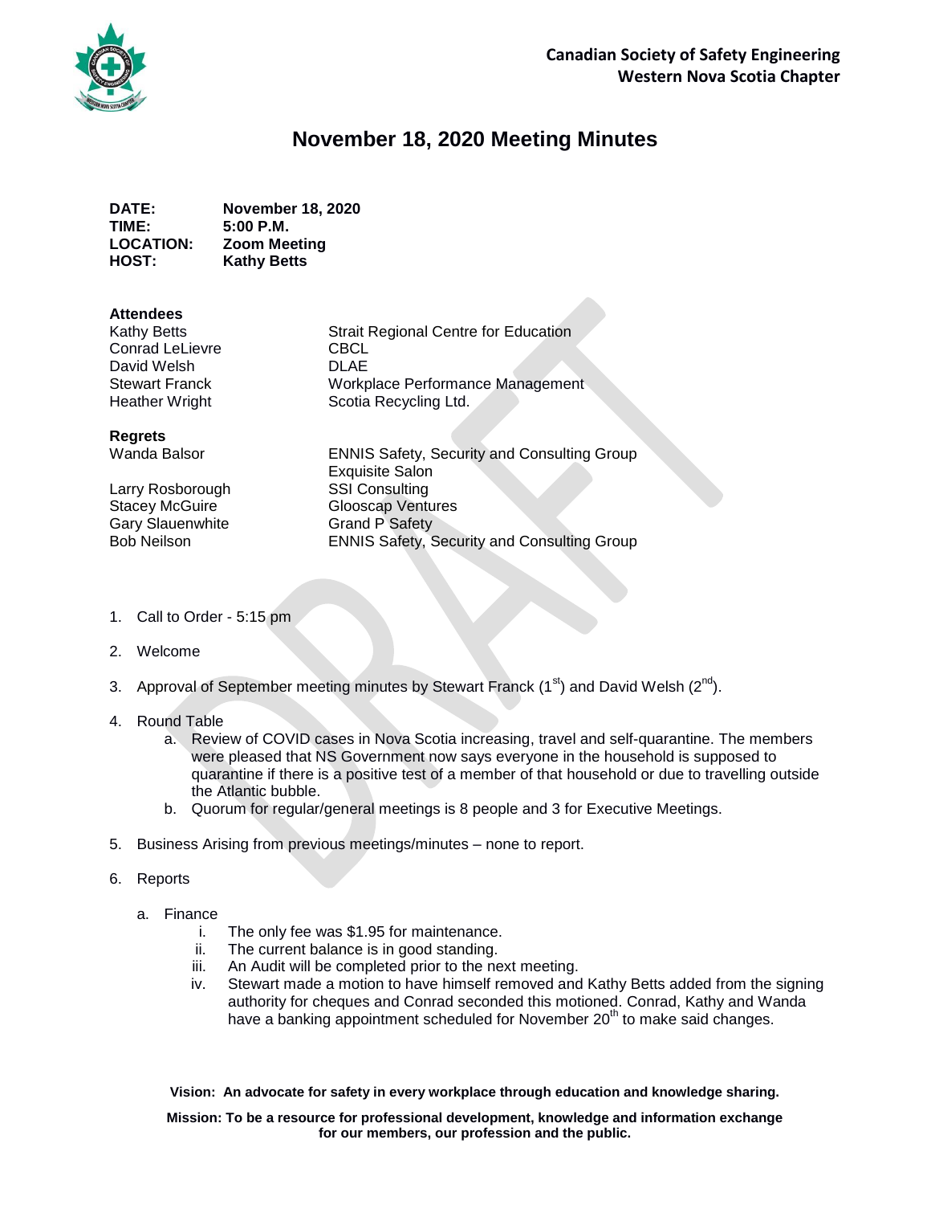**Canadian Society of Safety Engineering**
**Western Nova Scotia Chapter**

# November 18, 2020 Meeting Minutes

| | |
|---|---|
| **DATE:** | **November 18, 2020** |
| **TIME:** | **5:00 P.M.** |
| **LOCATION:** | **Zoom Meeting** |
| **HOST:** | **Kathy Betts** |

**Attendees**

| | |
|---|---|
| Kathy Betts | Strait Regional Centre for Education |
| Conrad LeLievre | CBCL |
| David Welsh | DLAE |
| Stewart Franck | Workplace Performance Management |
| Heather Wright | Scotia Recycling Ltd. |

**Regrets**

| | |
|---|---|
| Wanda Balsor | ENNIS Safety, Security and Consulting Group<br>Exquisite Salon |
| Larry Rosborough | SSI Consulting |
| Stacey McGuire | Glooscap Ventures |
| Gary Slauenwhite | Grand P Safety |
| Bob Neilson | ENNIS Safety, Security and Consulting Group |

1. Call to Order - 5:15 pm
2. Welcome
3. Approval of September meeting minutes by Stewart Franck (1st) and David Welsh (2nd).
4. Round Table
   a. Review of COVID cases in Nova Scotia increasing, travel and self-quarantine. The members were pleased that NS Government now says everyone in the household is supposed to quarantine if there is a positive test of a member of that household or due to travelling outside the Atlantic bubble.
   b. Quorum for regular/general meetings is 8 people and 3 for Executive Meetings.
5. Business Arising from previous meetings/minutes – none to report.
6. Reports
   a. Finance
      i. The only fee was $1.95 for maintenance.
      ii. The current balance is in good standing.
      iii. An Audit will be completed prior to the next meeting.
      iv. Stewart made a motion to have himself removed and Kathy Betts added from the signing authority for cheques and Conrad seconded this motioned. Conrad, Kathy and Wanda have a banking appointment scheduled for November 20th to make said changes.

**Vision: An advocate for safety in every workplace through education and knowledge sharing.**

**Mission: To be a resource for professional development, knowledge and information exchange for our members, our profession and the public.**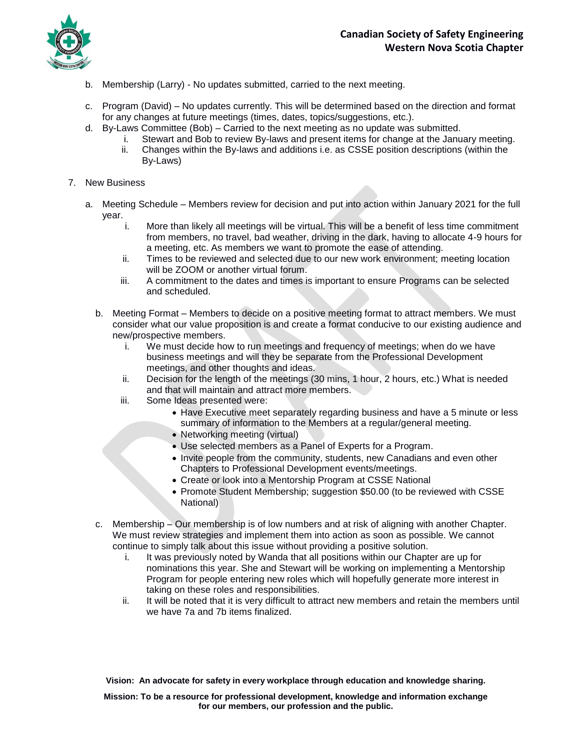b. Membership (Larry) - No updates submitted, carried to the next meeting.

c. Program (David) – No updates currently. This will be determined based on the direction and format for any changes at future meetings (times, dates, topics/suggestions, etc.).

d. By-Laws Committee (Bob) – Carried to the next meeting as no update was submitted.
   i. Stewart and Bob to review By-laws and present items for change at the January meeting.
   ii. Changes within the By-laws and additions i.e. as CSSE position descriptions (within the By-Laws)

7. New Business

a. Meeting Schedule – Members review for decision and put into action within January 2021 for the full year.
   i. More than likely all meetings will be virtual. This will be a benefit of less time commitment from members, no travel, bad weather, driving in the dark, having to allocate 4-9 hours for a meeting, etc. As members we want to promote the ease of attending.
   ii. Times to be reviewed and selected due to our new work environment; meeting location will be ZOOM or another virtual forum.
   iii. A commitment to the dates and times is important to ensure Programs can be selected and scheduled.

b. Meeting Format – Members to decide on a positive meeting format to attract members. We must consider what our value proposition is and create a format conducive to our existing audience and new/prospective members.
   i. We must decide how to run meetings and frequency of meetings; when do we have business meetings and will they be separate from the Professional Development meetings, and other thoughts and ideas.
   ii. Decision for the length of the meetings (30 mins, 1 hour, 2 hours, etc.) What is needed and that will maintain and attract more members.
   iii. Some Ideas presented were:
      - Have Executive meet separately regarding business and have a 5 minute or less summary of information to the Members at a regular/general meeting.
      - Networking meeting (virtual)
      - Use selected members as a Panel of Experts for a Program.
      - Invite people from the community, students, new Canadians and even other Chapters to Professional Development events/meetings.
      - Create or look into a Mentorship Program at CSSE National
      - Promote Student Membership; suggestion $50.00 (to be reviewed with CSSE National)

c. Membership – Our membership is of low numbers and at risk of aligning with another Chapter. We must review strategies and implement them into action as soon as possible. We cannot continue to simply talk about this issue without providing a positive solution.
   i. It was previously noted by Wanda that all positions within our Chapter are up for nominations this year. She and Stewart will be working on implementing a Mentorship Program for people entering new roles which will hopefully generate more interest in taking on these roles and responsibilities.
   ii. It will be noted that it is very difficult to attract new members and retain the members until we have 7a and 7b items finalized.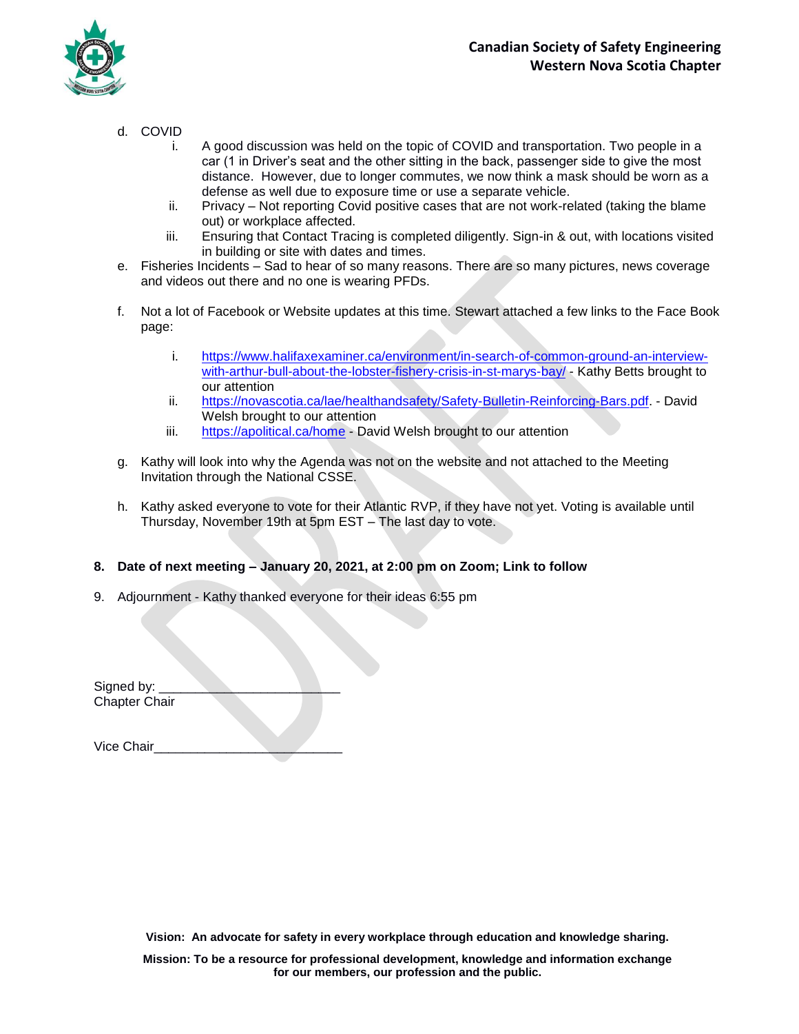d. COVID
   i. A good discussion was held on the topic of COVID and transportation. Two people in a car (1 in Driver's seat and the other sitting in the back, passenger side to give the most distance. However, due to longer commutes, we now think a mask should be worn as a defense as well due to exposure time or use a separate vehicle.
   ii. Privacy – Not reporting Covid positive cases that are not work-related (taking the blame out) or workplace affected.
   iii. Ensuring that Contact Tracing is completed diligently. Sign-in & out, with locations visited in building or site with dates and times.

e. Fisheries Incidents – Sad to hear of so many reasons. There are so many pictures, news coverage and videos out there and no one is wearing PFDs.

f. Not a lot of Facebook or Website updates at this time. Stewart attached a few links to the Face Book page:

   i. https://www.halifaxexaminer.ca/environment/in-search-of-common-ground-an-interview-with-arthur-bull-about-the-lobster-fishery-crisis-in-st-marys-bay/ - Kathy Betts brought to our attention
   ii. https://novascotia.ca/lae/healthandsafety/Safety-Bulletin-Reinforcing-Bars.pdf. - David Welsh brought to our attention
   iii. https://apolitical.ca/home - David Welsh brought to our attention

g. Kathy will look into why the Agenda was not on the website and not attached to the Meeting Invitation through the National CSSE.

h. Kathy asked everyone to vote for their Atlantic RVP, if they have not yet. Voting is available until Thursday, November 19th at 5pm EST – The last day to vote.

**8. Date of next meeting – January 20, 2021, at 2:00 pm on Zoom; Link to follow**

9. Adjournment - Kathy thanked everyone for their ideas 6:55 pm

Signed by: _________________________
Chapter Chair

Vice Chair_________________________

**Vision: An advocate for safety in every workplace through education and knowledge sharing.**

**Mission: To be a resource for professional development, knowledge and information exchange for our members, our profession and the public.**